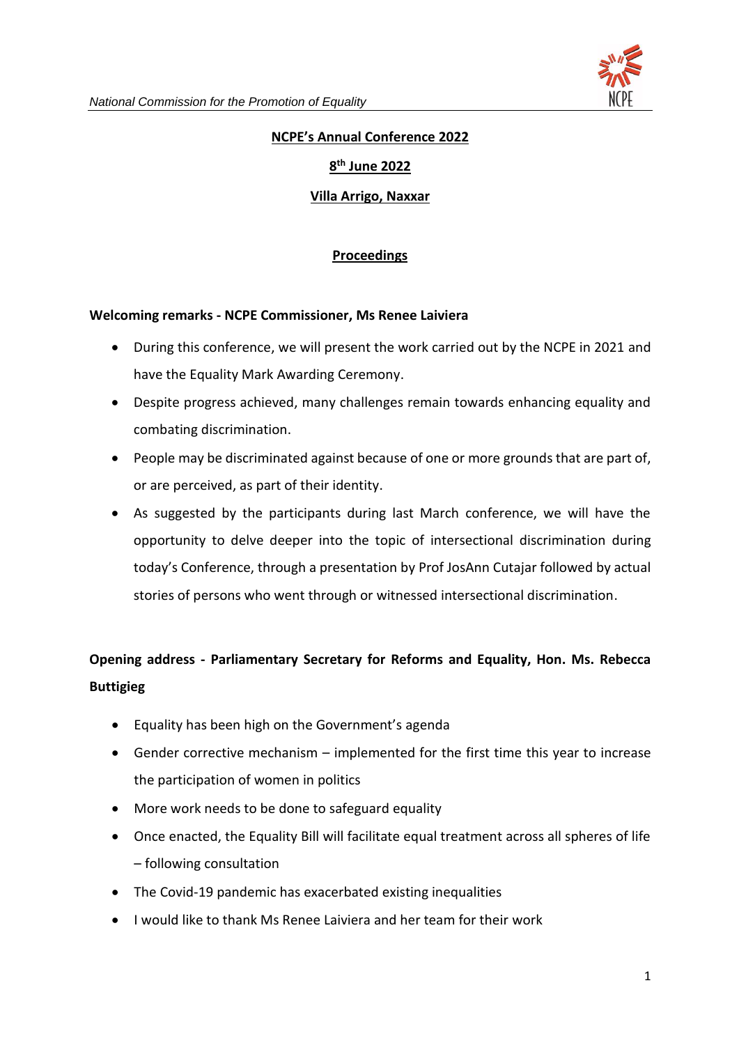**NCPE's Annual Conference 2022**

**8th June 2022**

**Villa Arrigo, Naxxar**

**Proceedings**

**Welcoming remarks - NCPE Commissioner, Ms Renee Laiviera**

- During this conference, we will present the work carried out by the NCPE in 2021 and have the Equality Mark Awarding Ceremony.
- Despite progress achieved, many challenges remain towards enhancing equality and combating discrimination.
- People may be discriminated against because of one or more grounds that are part of, or are perceived, as part of their identity.
- As suggested by the participants during last March conference, we will have the opportunity to delve deeper into the topic of intersectional discrimination during today's Conference, through a presentation by Prof JosAnn Cutajar followed by actual stories of persons who went through or witnessed intersectional discrimination.

**Opening address - Parliamentary Secretary for Reforms and Equality, Hon. Ms. Rebecca Buttigieg**

- Equality has been high on the Government's agenda
- Gender corrective mechanism – implemented for the first time this year to increase the participation of women in politics
- More work needs to be done to safeguard equality
- Once enacted, the Equality Bill will facilitate equal treatment across all spheres of life – following consultation
- The Covid-19 pandemic has exacerbated existing inequalities
- I would like to thank Ms Renee Laiviera and her team for their work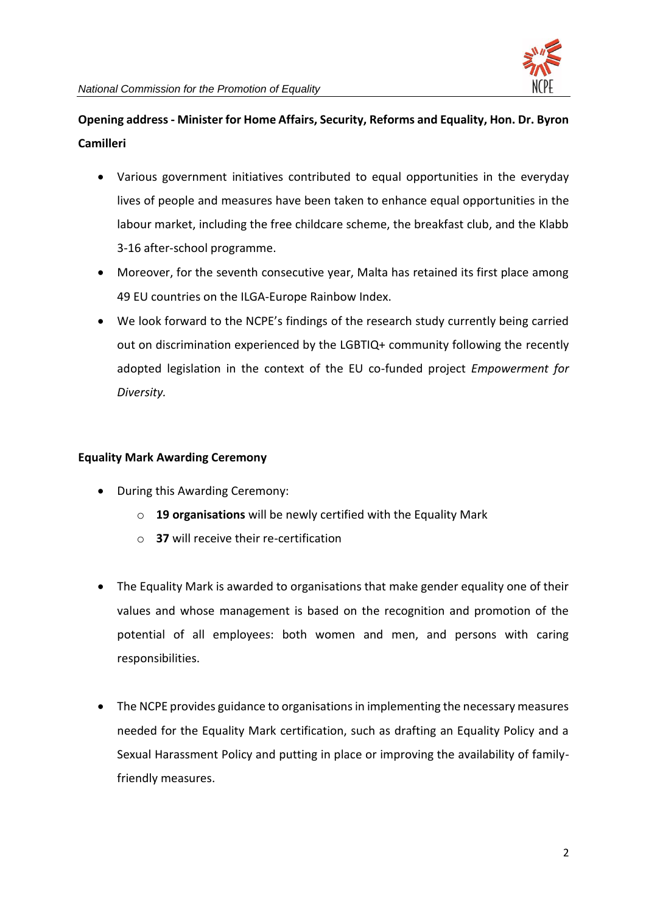**Opening address - Minister for Home Affairs, Security, Reforms and Equality, Hon. Dr. Byron Camilleri**

- Various government initiatives contributed to equal opportunities in the everyday lives of people and measures have been taken to enhance equal opportunities in the labour market, including the free childcare scheme, the breakfast club, and the Klabb 3-16 after-school programme.
- Moreover, for the seventh consecutive year, Malta has retained its first place among 49 EU countries on the ILGA-Europe Rainbow Index.
- We look forward to the NCPE's findings of the research study currently being carried out on discrimination experienced by the LGBTIQ+ community following the recently adopted legislation in the context of the EU co-funded project *Empowerment for Diversity.*

**Equality Mark Awarding Ceremony**

- During this Awarding Ceremony:
  - **19 organisations** will be newly certified with the Equality Mark
  - **37** will receive their re-certification

- The Equality Mark is awarded to organisations that make gender equality one of their values and whose management is based on the recognition and promotion of the potential of all employees: both women and men, and persons with caring responsibilities.

- The NCPE provides guidance to organisations in implementing the necessary measures needed for the Equality Mark certification, such as drafting an Equality Policy and a Sexual Harassment Policy and putting in place or improving the availability of family-friendly measures.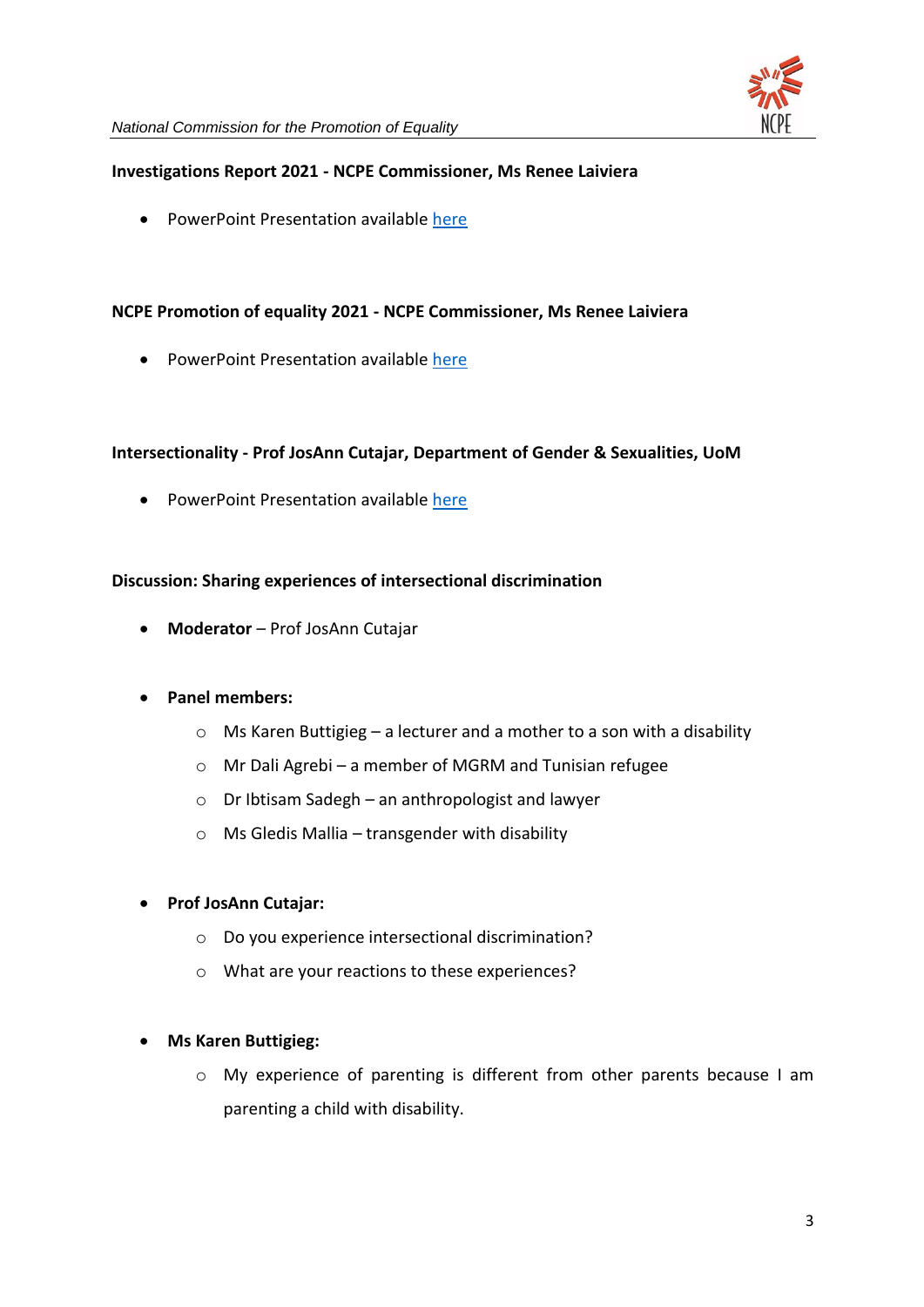**Investigations Report 2021 - NCPE Commissioner, Ms Renee Laiviera**

- PowerPoint Presentation available here

**NCPE Promotion of equality 2021 - NCPE Commissioner, Ms Renee Laiviera**

- PowerPoint Presentation available here

**Intersectionality - Prof JosAnn Cutajar, Department of Gender & Sexualities, UoM**

- PowerPoint Presentation available here

**Discussion: Sharing experiences of intersectional discrimination**

- **Moderator** – Prof JosAnn Cutajar

- **Panel members:**
  - Ms Karen Buttigieg – a lecturer and a mother to a son with a disability
  - Mr Dali Agrebi – a member of MGRM and Tunisian refugee
  - Dr Ibtisam Sadegh – an anthropologist and lawyer
  - Ms Gledis Mallia – transgender with disability

- **Prof JosAnn Cutajar:**
  - Do you experience intersectional discrimination?
  - What are your reactions to these experiences?

- **Ms Karen Buttigieg:**
  - My experience of parenting is different from other parents because I am parenting a child with disability.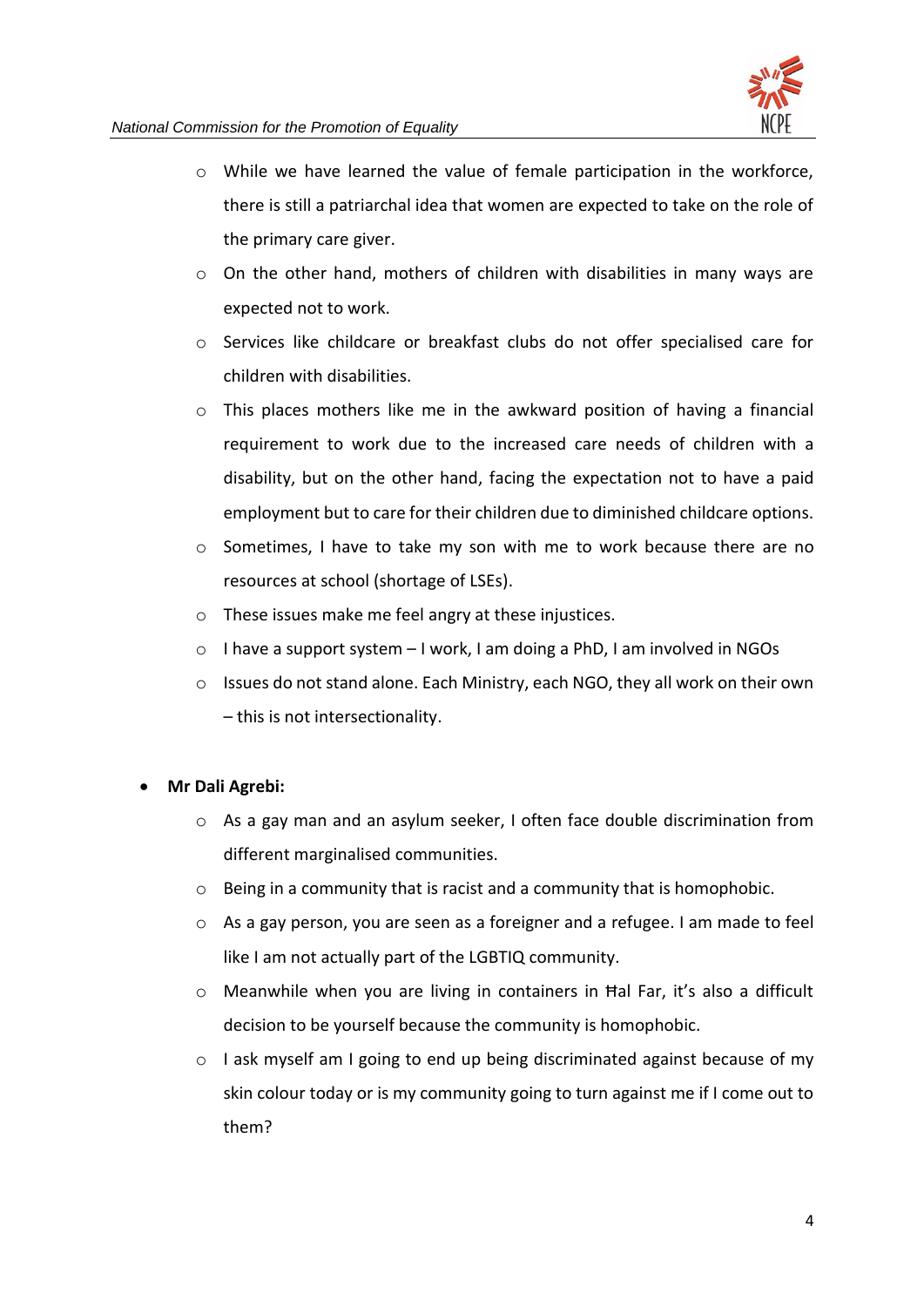- While we have learned the value of female participation in the workforce, there is still a patriarchal idea that women are expected to take on the role of the primary care giver.
  - On the other hand, mothers of children with disabilities in many ways are expected not to work.
  - Services like childcare or breakfast clubs do not offer specialised care for children with disabilities.
  - This places mothers like me in the awkward position of having a financial requirement to work due to the increased care needs of children with a disability, but on the other hand, facing the expectation not to have a paid employment but to care for their children due to diminished childcare options.
  - Sometimes, I have to take my son with me to work because there are no resources at school (shortage of LSEs).
  - These issues make me feel angry at these injustices.
  - I have a support system – I work, I am doing a PhD, I am involved in NGOs
  - Issues do not stand alone. Each Ministry, each NGO, they all work on their own – this is not intersectionality.

- **Mr Dali Agrebi:**
  - As a gay man and an asylum seeker, I often face double discrimination from different marginalised communities.
  - Being in a community that is racist and a community that is homophobic.
  - As a gay person, you are seen as a foreigner and a refugee. I am made to feel like I am not actually part of the LGBTIQ community.
  - Meanwhile when you are living in containers in Ħal Far, it's also a difficult decision to be yourself because the community is homophobic.
  - I ask myself am I going to end up being discriminated against because of my skin colour today or is my community going to turn against me if I come out to them?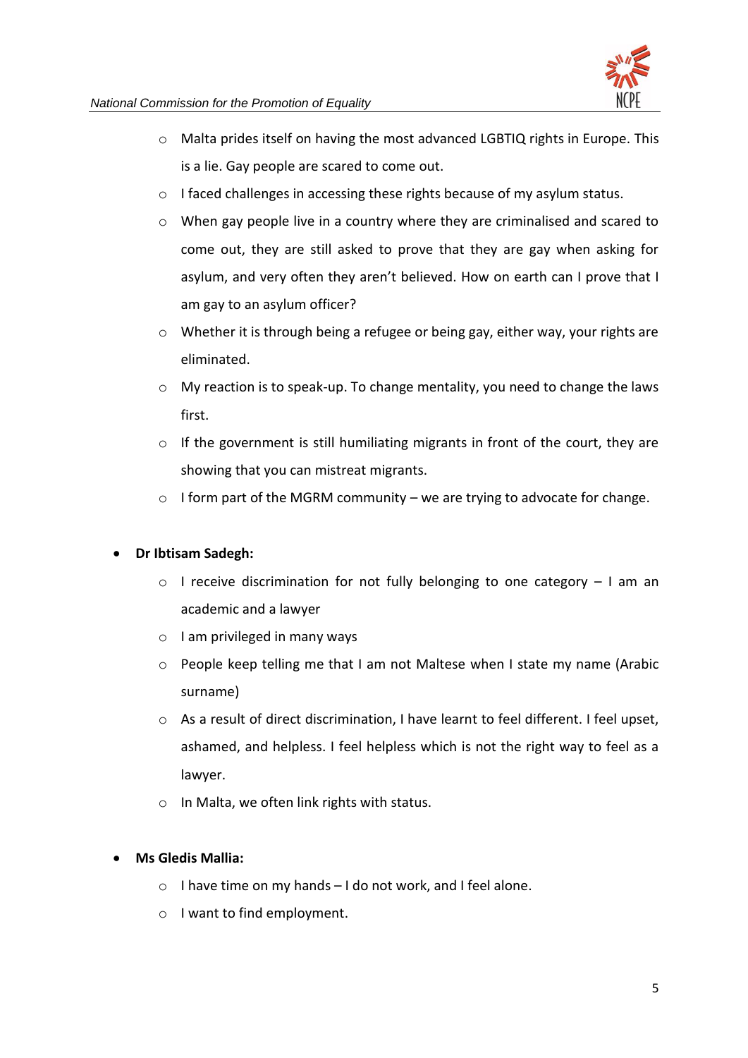- Malta prides itself on having the most advanced LGBTIQ rights in Europe. This is a lie. Gay people are scared to come out.
  - I faced challenges in accessing these rights because of my asylum status.
  - When gay people live in a country where they are criminalised and scared to come out, they are still asked to prove that they are gay when asking for asylum, and very often they aren't believed. How on earth can I prove that I am gay to an asylum officer?
  - Whether it is through being a refugee or being gay, either way, your rights are eliminated.
  - My reaction is to speak-up. To change mentality, you need to change the laws first.
  - If the government is still humiliating migrants in front of the court, they are showing that you can mistreat migrants.
  - I form part of the MGRM community – we are trying to advocate for change.

- **Dr Ibtisam Sadegh:**
  - I receive discrimination for not fully belonging to one category – I am an academic and a lawyer
  - I am privileged in many ways
  - People keep telling me that I am not Maltese when I state my name (Arabic surname)
  - As a result of direct discrimination, I have learnt to feel different. I feel upset, ashamed, and helpless. I feel helpless which is not the right way to feel as a lawyer.
  - In Malta, we often link rights with status.

- **Ms Gledis Mallia:**
  - I have time on my hands – I do not work, and I feel alone.
  - I want to find employment.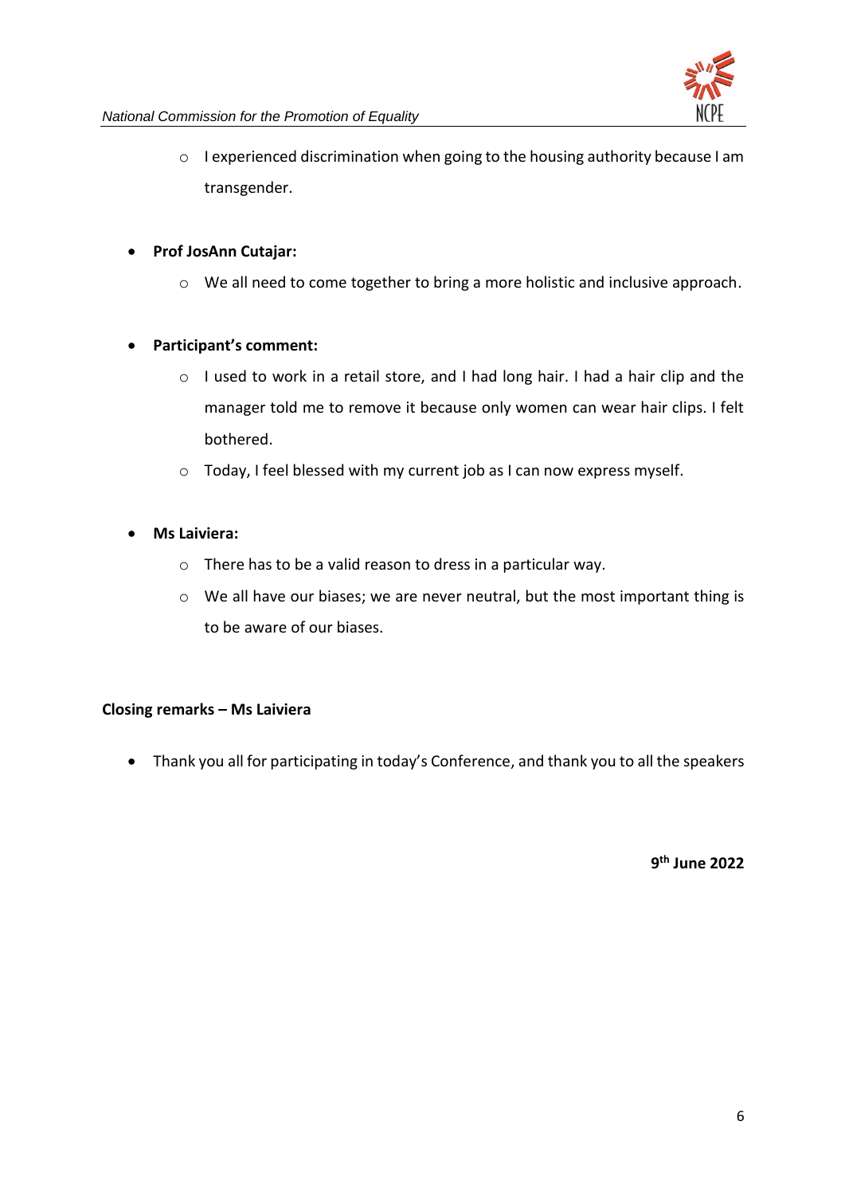- I experienced discrimination when going to the housing authority because I am transgender.

- **Prof JosAnn Cutajar:**
    - We all need to come together to bring a more holistic and inclusive approach.

- **Participant's comment:**
    - I used to work in a retail store, and I had long hair. I had a hair clip and the manager told me to remove it because only women can wear hair clips. I felt bothered.
    - Today, I feel blessed with my current job as I can now express myself.

- **Ms Laiviera:**
    - There has to be a valid reason to dress in a particular way.
    - We all have our biases; we are never neutral, but the most important thing is to be aware of our biases.

**Closing remarks – Ms Laiviera**

- Thank you all for participating in today's Conference, and thank you to all the speakers

**9th June 2022**